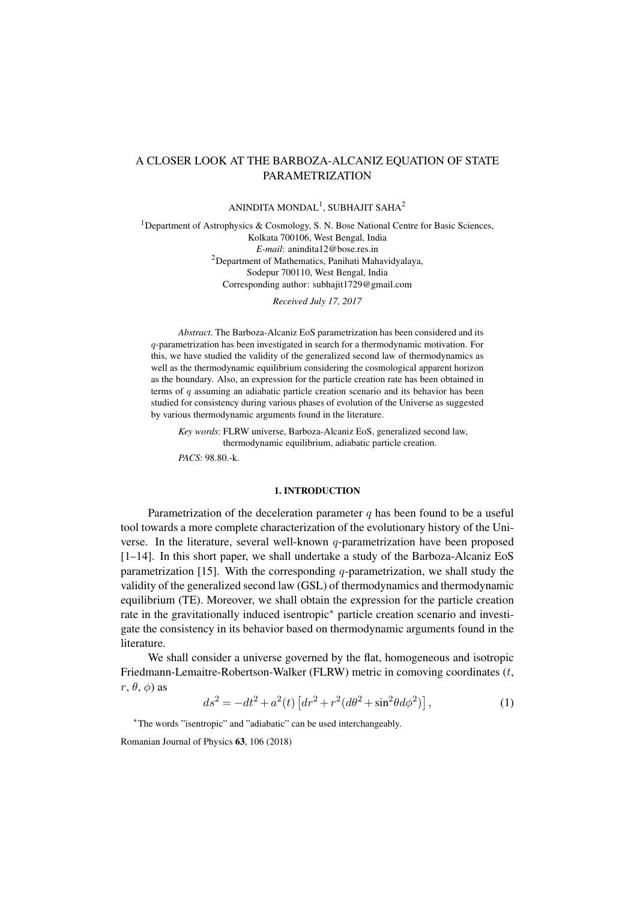# A CLOSER LOOK AT THE BARBOZA-ALCANIZ EQUATION OF STATE PARAMETRIZATION

ANINDITA MONDAL[1], SUBHAJIT SAHA[2]

[1]Department of Astrophysics & Cosmology, S. N. Bose National Centre for Basic Sciences, Kolkata 700106, West Bengal, India
*E-mail*: anindita12@bose.res.in
[2]Department of Mathematics, Panihati Mahavidyalaya, Sodepur 700110, West Bengal, India
Corresponding author: subhajit1729@gmail.com

*Received July 17, 2017*

*Abstract*. The Barboza-Alcaniz EoS parametrization has been considered and its $q$-parametrization has been investigated in search for a thermodynamic motivation. For this, we have studied the validity of the generalized second law of thermodynamics as well as the thermodynamic equilibrium considering the cosmological apparent horizon as the boundary. Also, an expression for the particle creation rate has been obtained in terms of $q$ assuming an adiabatic particle creation scenario and its behavior has been studied for consistency during various phases of evolution of the Universe as suggested by various thermodynamic arguments found in the literature.

*Key words*: FLRW universe, Barboza-Alcaniz EoS, generalized second law, thermodynamic equilibrium, adiabatic particle creation.

*PACS*: 98.80.-k.

## 1. INTRODUCTION

Parametrization of the deceleration parameter $q$ has been found to be a useful tool towards a more complete characterization of the evolutionary history of the Universe. In the literature, several well-known $q$-parametrization have been proposed [1–14]. In this short paper, we shall undertake a study of the Barboza-Alcaniz EoS parametrization [15]. With the corresponding $q$-parametrization, we shall study the validity of the generalized second law (GSL) of thermodynamics and thermodynamic equilibrium (TE). Moreover, we shall obtain the expression for the particle creation rate in the gravitationally induced isentropic* particle creation scenario and investigate the consistency in its behavior based on thermodynamic arguments found in the literature.

We shall consider a universe governed by the flat, homogeneous and isotropic Friedmann-Lemaitre-Robertson-Walker (FLRW) metric in comoving coordinates ($t$, $r$, $\theta$, $\phi$) as

$$ds^2 = -dt^2 + a^2(t)\left[dr^2 + r^2(d\theta^2 + \sin^2\theta d\phi^2)\right], \tag{1}$$

*The words "isentropic" and "adiabatic" can be used interchangeably.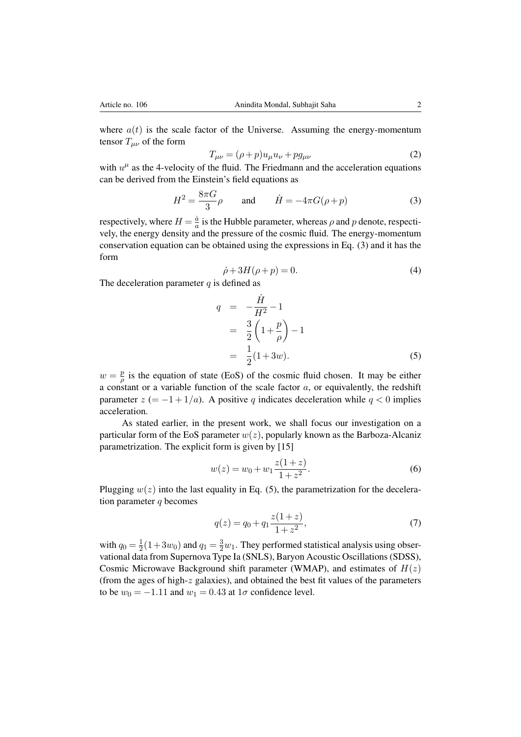where $a(t)$ is the scale factor of the Universe. Assuming the energy-momentum tensor $T_{\mu\nu}$ of the form

$$T_{\mu\nu} = (\rho + p)u_\mu u_\nu + p g_{\mu\nu} \tag{2}$$

with $u^\mu$ as the 4-velocity of the fluid. The Friedmann and the acceleration equations can be derived from the Einstein's field equations as

$$H^2 = \frac{8\pi G}{3}\rho \qquad \text{and} \qquad \dot{H} = -4\pi G(\rho + p) \tag{3}$$

respectively, where $H = \frac{\dot{a}}{a}$ is the Hubble parameter, whereas $\rho$ and $p$ denote, respectively, the energy density and the pressure of the cosmic fluid. The energy-momentum conservation equation can be obtained using the expressions in Eq. (3) and it has the form

$$\dot{\rho} + 3H(\rho + p) = 0. \tag{4}$$

The deceleration parameter $q$ is defined as

$$\begin{aligned} q &= -\frac{\dot{H}}{H^2} - 1 \\ &= \frac{3}{2}\left(1 + \frac{p}{\rho}\right) - 1 \\ &= \frac{1}{2}(1 + 3w). \end{aligned} \tag{5}$$

$w = \frac{p}{\rho}$ is the equation of state (EoS) of the cosmic fluid chosen. It may be either a constant or a variable function of the scale factor $a$, or equivalently, the redshift parameter $z$ $(= -1 + 1/a)$. A positive $q$ indicates deceleration while $q < 0$ implies acceleration.

As stated earlier, in the present work, we shall focus our investigation on a particular form of the EoS parameter $w(z)$, popularly known as the Barboza-Alcaniz parametrization. The explicit form is given by [15]

$$w(z) = w_0 + w_1 \frac{z(1+z)}{1+z^2}. \tag{6}$$

Plugging $w(z)$ into the last equality in Eq. (5), the parametrization for the deceleration parameter $q$ becomes

$$q(z) = q_0 + q_1 \frac{z(1+z)}{1+z^2}, \tag{7}$$

with $q_0 = \frac{1}{2}(1 + 3w_0)$ and $q_1 = \frac{3}{2}w_1$. They performed statistical analysis using observational data from Supernova Type Ia (SNLS), Baryon Acoustic Oscillations (SDSS), Cosmic Microwave Background shift parameter (WMAP), and estimates of $H(z)$ (from the ages of high-$z$ galaxies), and obtained the best fit values of the parameters to be $w_0 = -1.11$ and $w_1 = 0.43$ at $1\sigma$ confidence level.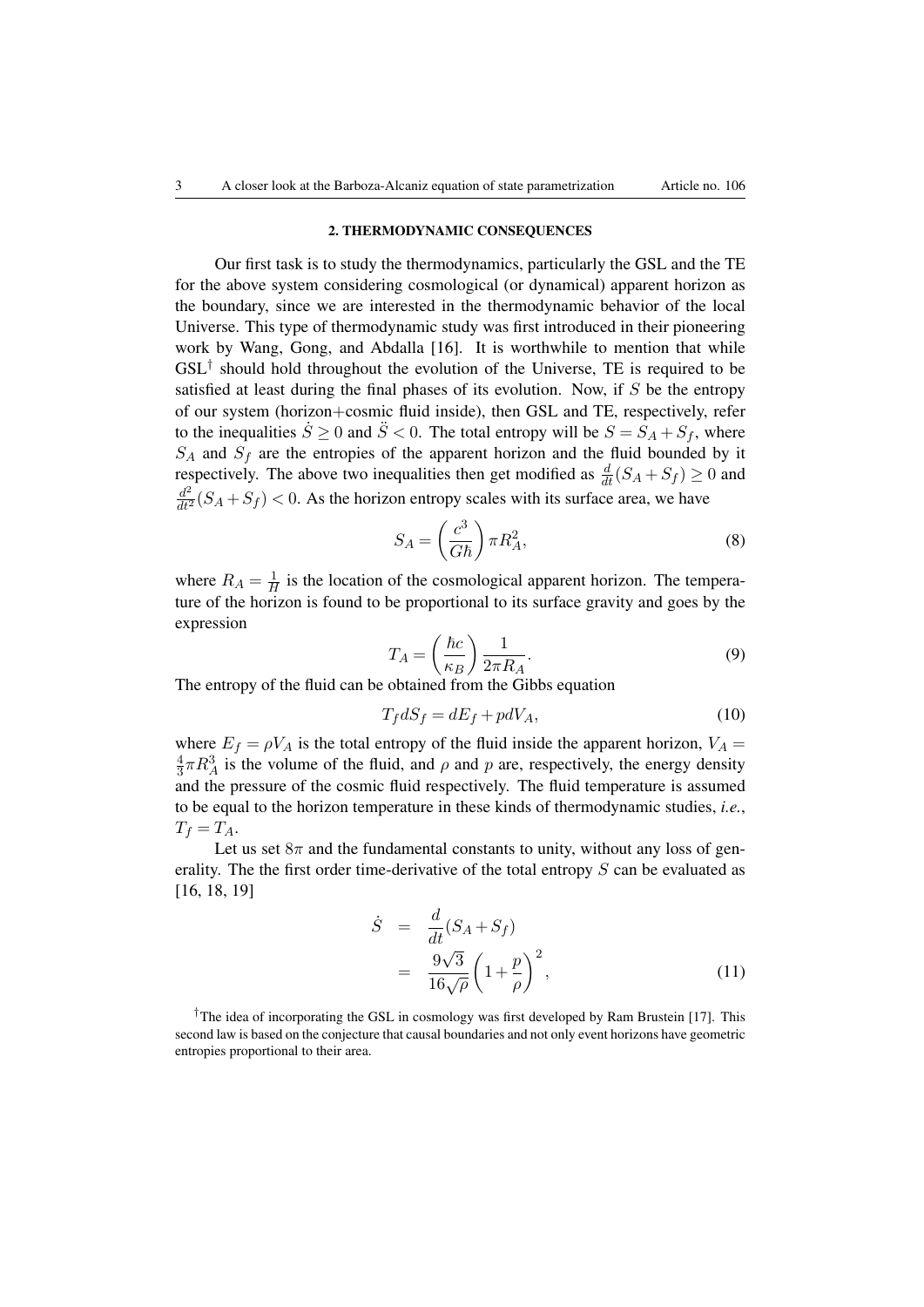## 2. THERMODYNAMIC CONSEQUENCES

Our first task is to study the thermodynamics, particularly the GSL and the TE for the above system considering cosmological (or dynamical) apparent horizon as the boundary, since we are interested in the thermodynamic behavior of the local Universe. This type of thermodynamic study was first introduced in their pioneering work by Wang, Gong, and Abdalla [16]. It is worthwhile to mention that while GSL[†] should hold throughout the evolution of the Universe, TE is required to be satisfied at least during the final phases of its evolution. Now, if $S$ be the entropy of our system (horizon+cosmic fluid inside), then GSL and TE, respectively, refer to the inequalities $\dot{S} \geq 0$ and $\ddot{S} < 0$. The total entropy will be $S = S_A + S_f$, where $S_A$ and $S_f$ are the entropies of the apparent horizon and the fluid bounded by it respectively. The above two inequalities then get modified as $\frac{d}{dt}(S_A + S_f) \geq 0$ and $\frac{d^2}{dt^2}(S_A + S_f) < 0$. As the horizon entropy scales with its surface area, we have

$$S_A = \left(\frac{c^3}{G\hbar}\right)\pi R_A^2, \tag{8}$$

where $R_A = \frac{1}{H}$ is the location of the cosmological apparent horizon. The temperature of the horizon is found to be proportional to its surface gravity and goes by the expression

$$T_A = \left(\frac{\hbar c}{\kappa_B}\right)\frac{1}{2\pi R_A}. \tag{9}$$

The entropy of the fluid can be obtained from the Gibbs equation

$$T_f dS_f = dE_f + p dV_A, \tag{10}$$

where $E_f = \rho V_A$ is the total entropy of the fluid inside the apparent horizon, $V_A = \frac{4}{3}\pi R_A^3$ is the volume of the fluid, and $\rho$ and $p$ are, respectively, the energy density and the pressure of the cosmic fluid respectively. The fluid temperature is assumed to be equal to the horizon temperature in these kinds of thermodynamic studies, *i.e.*, $T_f = T_A$.

Let us set $8\pi$ and the fundamental constants to unity, without any loss of generality. The the first order time-derivative of the total entropy $S$ can be evaluated as [16, 18, 19]

$$\begin{aligned} \dot{S} &= \frac{d}{dt}(S_A + S_f) \\ &= \frac{9\sqrt{3}}{16\sqrt{\rho}}\left(1 + \frac{p}{\rho}\right)^2, \end{aligned} \tag{11}$$

[†]The idea of incorporating the GSL in cosmology was first developed by Ram Brustein [17]. This second law is based on the conjecture that causal boundaries and not only event horizons have geometric entropies proportional to their area.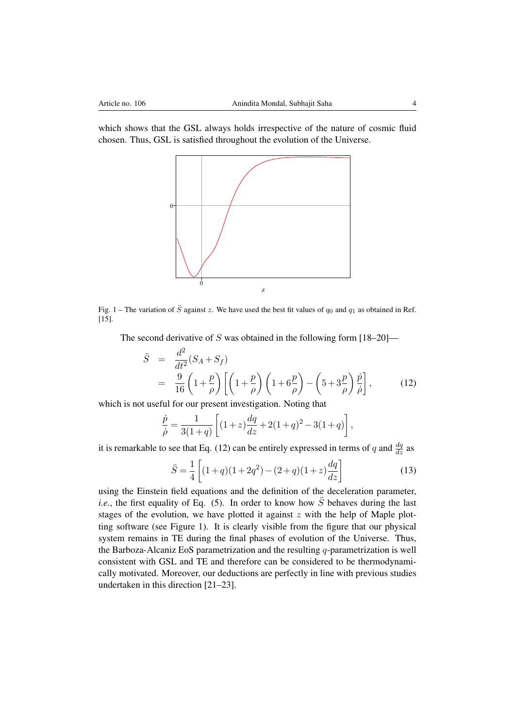which shows that the GSL always holds irrespective of the nature of cosmic fluid chosen. Thus, GSL is satisfied throughout the evolution of the Universe.

Fig. 1 – The variation of $\ddot{S}$ against $z$. We have used the best fit values of $q_0$ and $q_1$ as obtained in Ref. [15].

The second derivative of $S$ was obtained in the following form [18–20]—

$$
\begin{aligned}
\ddot{S} &= \frac{d^2}{dt^2}(S_A + S_f) \\
&= \frac{9}{16}\left(1+\frac{p}{\rho}\right)\left[\left(1+\frac{p}{\rho}\right)\left(1+6\frac{p}{\rho}\right) - \left(5+3\frac{p}{\rho}\right)\frac{\dot{p}}{\dot{\rho}}\right], \qquad (12)
\end{aligned}
$$

which is not useful for our present investigation. Noting that

$$
\frac{\dot{p}}{\dot{\rho}} = \frac{1}{3(1+q)}\left[(1+z)\frac{dq}{dz} + 2(1+q)^2 - 3(1+q)\right],
$$

it is remarkable to see that Eq. (12) can be entirely expressed in terms of $q$ and $\frac{dq}{dz}$ as

$$
\ddot{S} = \frac{1}{4}\left[(1+q)(1+2q^2) - (2+q)(1+z)\frac{dq}{dz}\right] \qquad (13)
$$

using the Einstein field equations and the definition of the deceleration parameter, *i.e.*, the first equality of Eq. (5). In order to know how $\ddot{S}$ behaves during the last stages of the evolution, we have plotted it against $z$ with the help of Maple plotting software (see Figure 1). It is clearly visible from the figure that our physical system remains in TE during the final phases of evolution of the Universe. Thus, the Barboza-Alcaniz EoS parametrization and the resulting $q$-parametrization is well consistent with GSL and TE and therefore can be considered to be thermodynamically motivated. Moreover, our deductions are perfectly in line with previous studies undertaken in this direction [21–23].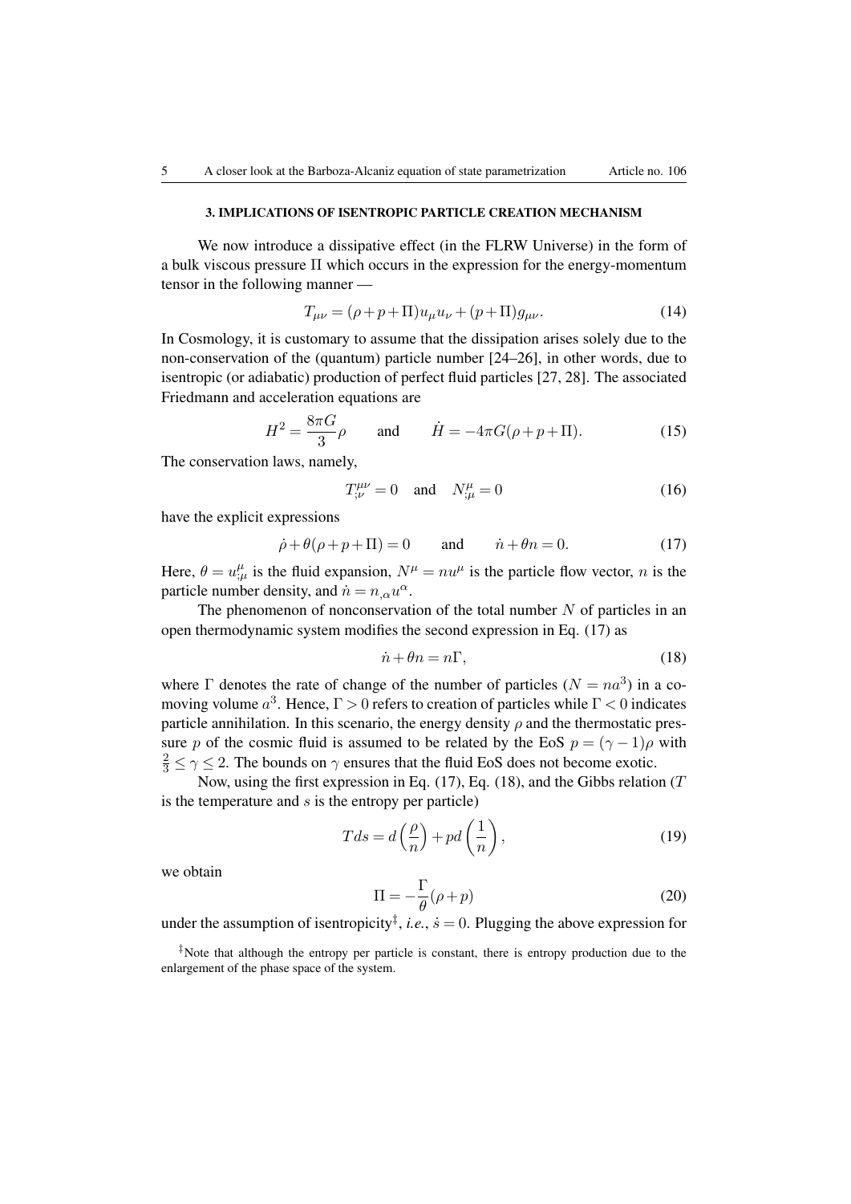## 3. IMPLICATIONS OF ISENTROPIC PARTICLE CREATION MECHANISM

We now introduce a dissipative effect (in the FLRW Universe) in the form of a bulk viscous pressure $\Pi$ which occurs in the expression for the energy-momentum tensor in the following manner —

$$T_{\mu\nu} = (\rho + p + \Pi) u_\mu u_\nu + (p + \Pi) g_{\mu\nu}. \tag{14}$$

In Cosmology, it is customary to assume that the dissipation arises solely due to the non-conservation of the (quantum) particle number [24–26], in other words, due to isentropic (or adiabatic) production of perfect fluid particles [27, 28]. The associated Friedmann and acceleration equations are

$$H^2 = \frac{8\pi G}{3}\rho \qquad \text{and} \qquad \dot{H} = -4\pi G(\rho + p + \Pi). \tag{15}$$

The conservation laws, namely,

$$T^{\mu\nu}_{;\nu} = 0 \quad \text{and} \quad N^{\mu}_{;\mu} = 0 \tag{16}$$

have the explicit expressions

$$\dot{\rho} + \theta(\rho + p + \Pi) = 0 \qquad \text{and} \qquad \dot{n} + \theta n = 0. \tag{17}$$

Here, $\theta = u^{\mu}_{;\mu}$ is the fluid expansion, $N^{\mu} = n u^{\mu}$ is the particle flow vector, $n$ is the particle number density, and $\dot{n} = n_{,\alpha} u^{\alpha}$.

The phenomenon of nonconservation of the total number $N$ of particles in an open thermodynamic system modifies the second expression in Eq. (17) as

$$\dot{n} + \theta n = n\Gamma, \tag{18}$$

where $\Gamma$ denotes the rate of change of the number of particles ($N = na^3$) in a comoving volume $a^3$. Hence, $\Gamma > 0$ refers to creation of particles while $\Gamma < 0$ indicates particle annihilation. In this scenario, the energy density $\rho$ and the thermostatic pressure $p$ of the cosmic fluid is assumed to be related by the EoS $p = (\gamma - 1)\rho$ with $\frac{2}{3} \leq \gamma \leq 2$. The bounds on $\gamma$ ensures that the fluid EoS does not become exotic.

Now, using the first expression in Eq. (17), Eq. (18), and the Gibbs relation ($T$ is the temperature and $s$ is the entropy per particle)

$$T ds = d\left(\frac{\rho}{n}\right) + p d\left(\frac{1}{n}\right), \tag{19}$$

we obtain

$$\Pi = -\frac{\Gamma}{\theta}(\rho + p) \tag{20}$$

under the assumption of isentropicity[‡], *i.e.*, $\dot{s} = 0$. Plugging the above expression for

[‡]Note that although the entropy per particle is constant, there is entropy production due to the enlargement of the phase space of the system.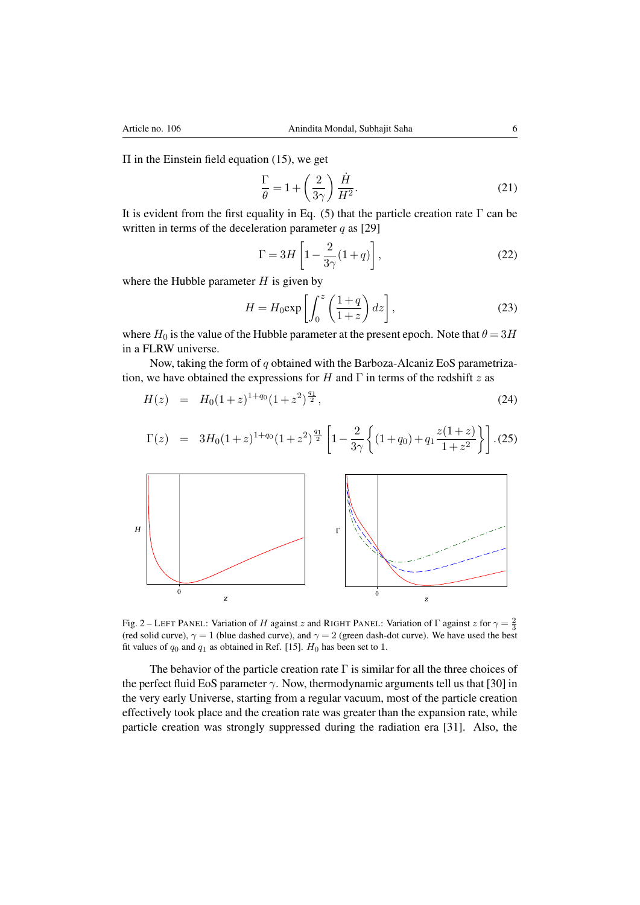$\Pi$ in the Einstein field equation (15), we get

$$\frac{\Gamma}{\theta} = 1 + \left(\frac{2}{3\gamma}\right)\frac{\dot{H}}{H^2}. \tag{21}$$

It is evident from the first equality in Eq. (5) that the particle creation rate $\Gamma$ can be written in terms of the deceleration parameter $q$ as [29]

$$\Gamma = 3H\left[1 - \frac{2}{3\gamma}(1+q)\right], \tag{22}$$

where the Hubble parameter $H$ is given by

$$H = H_0 \exp\left[\int_0^z \left(\frac{1+q}{1+z}\right) dz\right], \tag{23}$$

where $H_0$ is the value of the Hubble parameter at the present epoch. Note that $\theta = 3H$ in a FLRW universe.

Now, taking the form of $q$ obtained with the Barboza-Alcaniz EoS parametrization, we have obtained the expressions for $H$ and $\Gamma$ in terms of the redshift $z$ as

$$H(z) = H_0(1+z)^{1+q_0}(1+z^2)^{\frac{q_1}{2}}, \tag{24}$$

$$\Gamma(z) = 3H_0(1+z)^{1+q_0}(1+z^2)^{\frac{q_1}{2}}\left[1 - \frac{2}{3\gamma}\left\{(1+q_0) + q_1\frac{z(1+z)}{1+z^2}\right\}\right]. \tag{25}$$

Fig. 2 – LEFT PANEL: Variation of $H$ against $z$ and RIGHT PANEL: Variation of $\Gamma$ against $z$ for $\gamma = \frac{2}{3}$ (red solid curve), $\gamma = 1$ (blue dashed curve), and $\gamma = 2$ (green dash-dot curve). We have used the best fit values of $q_0$ and $q_1$ as obtained in Ref. [15]. $H_0$ has been set to 1.

The behavior of the particle creation rate $\Gamma$ is similar for all the three choices of the perfect fluid EoS parameter $\gamma$. Now, thermodynamic arguments tell us that [30] in the very early Universe, starting from a regular vacuum, most of the particle creation effectively took place and the creation rate was greater than the expansion rate, while particle creation was strongly suppressed during the radiation era [31]. Also, the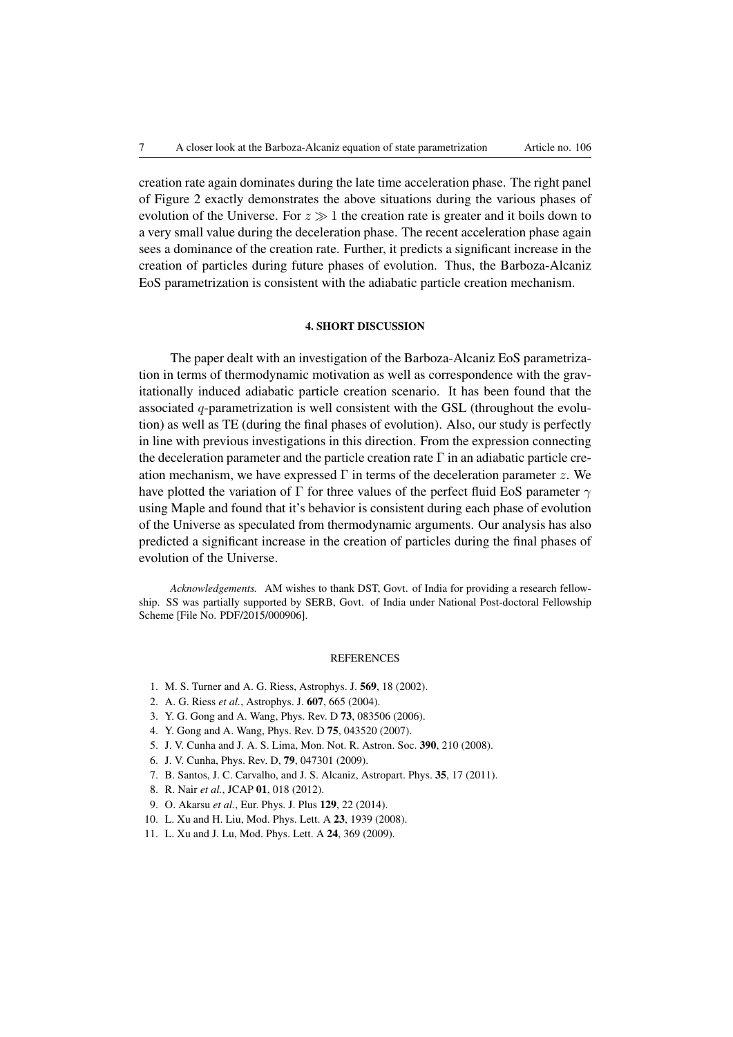creation rate again dominates during the late time acceleration phase. The right panel of Figure 2 exactly demonstrates the above situations during the various phases of evolution of the Universe. For $z \gg 1$ the creation rate is greater and it boils down to a very small value during the deceleration phase. The recent acceleration phase again sees a dominance of the creation rate. Further, it predicts a significant increase in the creation of particles during future phases of evolution. Thus, the Barboza-Alcaniz EoS parametrization is consistent with the adiabatic particle creation mechanism.

## 4. SHORT DISCUSSION

The paper dealt with an investigation of the Barboza-Alcaniz EoS parametrization in terms of thermodynamic motivation as well as correspondence with the gravitationally induced adiabatic particle creation scenario. It has been found that the associated $q$-parametrization is well consistent with the GSL (throughout the evolution) as well as TE (during the final phases of evolution). Also, our study is perfectly in line with previous investigations in this direction. From the expression connecting the deceleration parameter and the particle creation rate $\Gamma$ in an adiabatic particle creation mechanism, we have expressed $\Gamma$ in terms of the deceleration parameter $z$. We have plotted the variation of $\Gamma$ for three values of the perfect fluid EoS parameter $\gamma$ using Maple and found that it's behavior is consistent during each phase of evolution of the Universe as speculated from thermodynamic arguments. Our analysis has also predicted a significant increase in the creation of particles during the final phases of evolution of the Universe.

*Acknowledgements.* AM wishes to thank DST, Govt. of India for providing a research fellowship. SS was partially supported by SERB, Govt. of India under National Post-doctoral Fellowship Scheme [File No. PDF/2015/000906].

## REFERENCES

1. M. S. Turner and A. G. Riess, Astrophys. J. **569**, 18 (2002).
2. A. G. Riess *et al.*, Astrophys. J. **607**, 665 (2004).
3. Y. G. Gong and A. Wang, Phys. Rev. D **73**, 083506 (2006).
4. Y. Gong and A. Wang, Phys. Rev. D **75**, 043520 (2007).
5. J. V. Cunha and J. A. S. Lima, Mon. Not. R. Astron. Soc. **390**, 210 (2008).
6. J. V. Cunha, Phys. Rev. D, **79**, 047301 (2009).
7. B. Santos, J. C. Carvalho, and J. S. Alcaniz, Astropart. Phys. **35**, 17 (2011).
8. R. Nair *et al.*, JCAP **01**, 018 (2012).
9. O. Akarsu *et al.*, Eur. Phys. J. Plus **129**, 22 (2014).
10. L. Xu and H. Liu, Mod. Phys. Lett. A **23**, 1939 (2008).
11. L. Xu and J. Lu, Mod. Phys. Lett. A **24**, 369 (2009).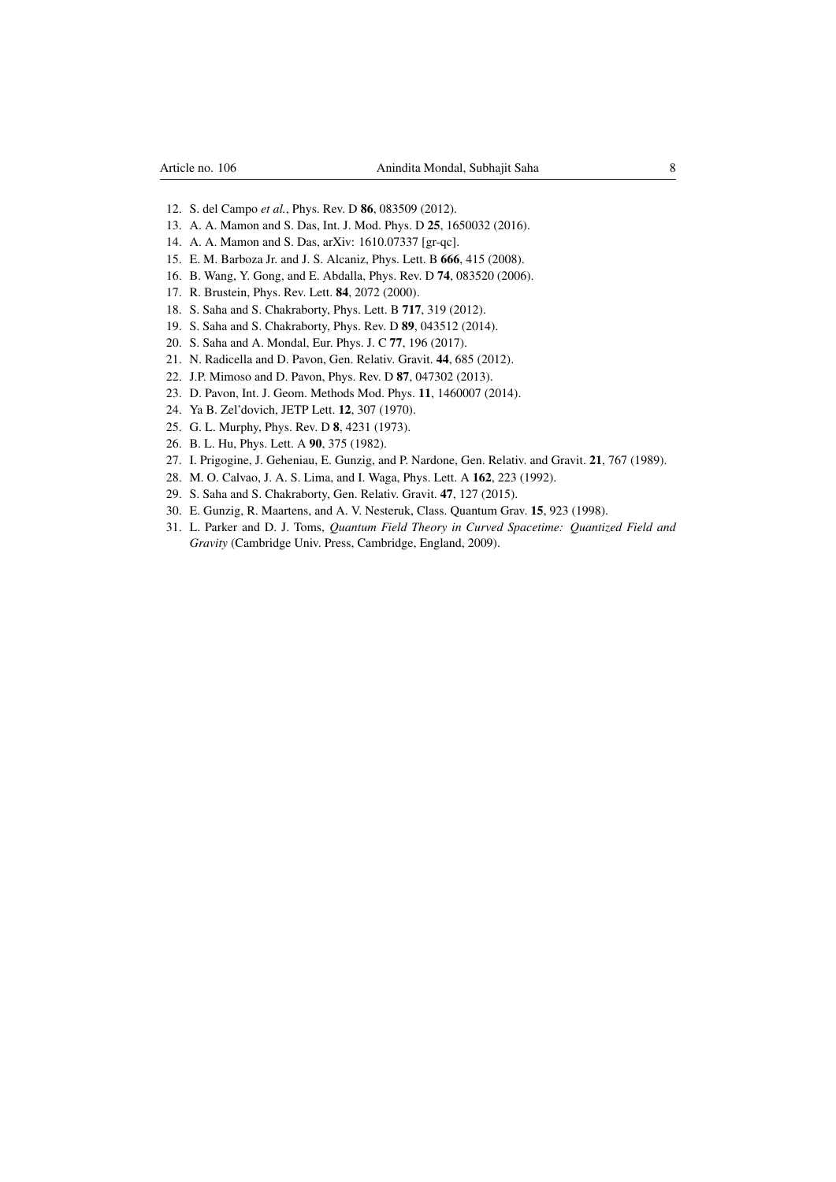12. S. del Campo *et al.*, Phys. Rev. D **86**, 083509 (2012).
13. A. A. Mamon and S. Das, Int. J. Mod. Phys. D **25**, 1650032 (2016).
14. A. A. Mamon and S. Das, arXiv: 1610.07337 [gr-qc].
15. E. M. Barboza Jr. and J. S. Alcaniz, Phys. Lett. B **666**, 415 (2008).
16. B. Wang, Y. Gong, and E. Abdalla, Phys. Rev. D **74**, 083520 (2006).
17. R. Brustein, Phys. Rev. Lett. **84**, 2072 (2000).
18. S. Saha and S. Chakraborty, Phys. Lett. B **717**, 319 (2012).
19. S. Saha and S. Chakraborty, Phys. Rev. D **89**, 043512 (2014).
20. S. Saha and A. Mondal, Eur. Phys. J. C **77**, 196 (2017).
21. N. Radicella and D. Pavon, Gen. Relativ. Gravit. **44**, 685 (2012).
22. J.P. Mimoso and D. Pavon, Phys. Rev. D **87**, 047302 (2013).
23. D. Pavon, Int. J. Geom. Methods Mod. Phys. **11**, 1460007 (2014).
24. Ya B. Zel'dovich, JETP Lett. **12**, 307 (1970).
25. G. L. Murphy, Phys. Rev. D **8**, 4231 (1973).
26. B. L. Hu, Phys. Lett. A **90**, 375 (1982).
27. I. Prigogine, J. Geheniau, E. Gunzig, and P. Nardone, Gen. Relativ. and Gravit. **21**, 767 (1989).
28. M. O. Calvao, J. A. S. Lima, and I. Waga, Phys. Lett. A **162**, 223 (1992).
29. S. Saha and S. Chakraborty, Gen. Relativ. Gravit. **47**, 127 (2015).
30. E. Gunzig, R. Maartens, and A. V. Nesteruk, Class. Quantum Grav. **15**, 923 (1998).
31. L. Parker and D. J. Toms, *Quantum Field Theory in Curved Spacetime: Quantized Field and Gravity* (Cambridge Univ. Press, Cambridge, England, 2009).